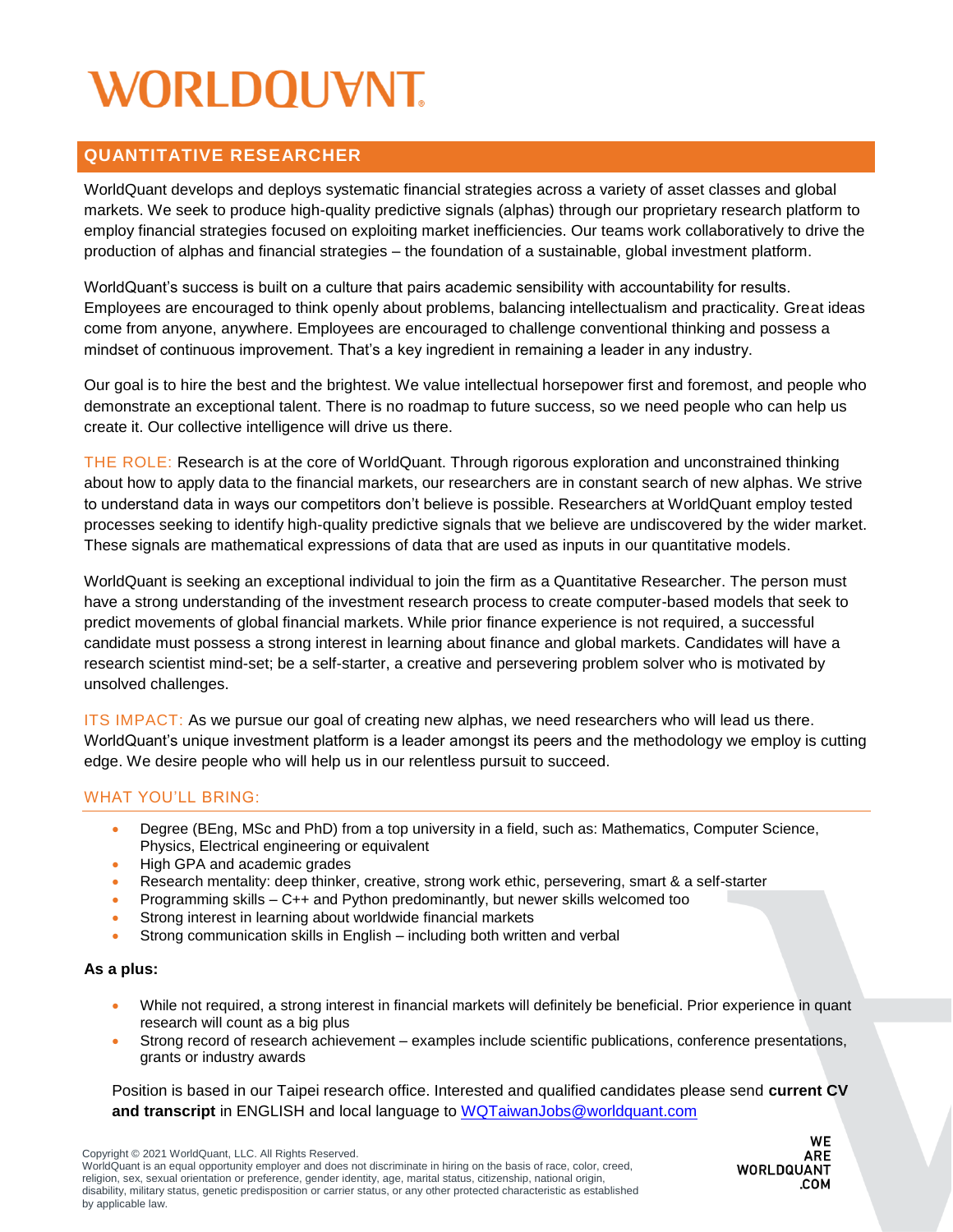# WORLDQUANT

## QUANTITATIVE RESEARCHER

WorldQuant develops and deploys systematic financial strategies across a variety of asset classes and global markets. We seek to produce high-quality predictive signals (alphas) through our proprietary research platform to employ financial strategies focused on exploiting market inefficiencies. Our teams work collaboratively to drive the production of alphas and financial strategies – the foundation of a sustainable, global investment platform.

WorldQuant's success is built on a culture that pairs academic sensibility with accountability for results. Employees are encouraged to think openly about problems, balancing intellectualism and practicality. Great ideas come from anyone, anywhere. Employees are encouraged to challenge conventional thinking and possess a mindset of continuous improvement. That's a key ingredient in remaining a leader in any industry.

Our goal is to hire the best and the brightest. We value intellectual horsepower first and foremost, and people who demonstrate an exceptional talent. There is no roadmap to future success, so we need people who can help us create it. Our collective intelligence will drive us there.

THE ROLE: Research is at the core of WorldQuant. Through rigorous exploration and unconstrained thinking about how to apply data to the financial markets, our researchers are in constant search of new alphas. We strive to understand data in ways our competitors don't believe is possible. Researchers at WorldQuant employ tested processes seeking to identify high-quality predictive signals that we believe are undiscovered by the wider market. These signals are mathematical expressions of data that are used as inputs in our quantitative models.

WorldQuant is seeking an exceptional individual to join the firm as a Quantitative Researcher. The person must have a strong understanding of the investment research process to create computer-based models that seek to predict movements of global financial markets. While prior finance experience is not required, a successful candidate must possess a strong interest in learning about finance and global markets. Candidates will have a research scientist mind-set; be a self-starter, a creative and persevering problem solver who is motivated by unsolved challenges.

ITS IMPACT: As we pursue our goal of creating new alphas, we need researchers who will lead us there. WorldQuant's unique investment platform is a leader amongst its peers and the methodology we employ is cutting edge. We desire people who will help us in our relentless pursuit to succeed.

### WHAT YOU'LL BRING:

- Degree (BEng, MSc and PhD) from a top university in a field, such as: Mathematics, Computer Science, Physics, Electrical engineering or equivalent
- High GPA and academic grades
- Research mentality: deep thinker, creative, strong work ethic, persevering, smart & a self-starter
- Programming skills – C++ and Python predominantly, but newer skills welcomed too
- Strong interest in learning about worldwide financial markets
- Strong communication skills in English – including both written and verbal

**As a plus:**

- While not required, a strong interest in financial markets will definitely be beneficial. Prior experience in quant research will count as a big plus
- Strong record of research achievement – examples include scientific publications, conference presentations, grants or industry awards

Position is based in our Taipei research office. Interested and qualified candidates please send **current CV and transcript** in ENGLISH and local language to [WQTaiwanJobs@worldquant.com](mailto:WQTaiwanJobs@worldquant.com)

Copyright © 2021 WorldQuant, LLC. All Rights Reserved.
WorldQuant is an equal opportunity employer and does not discriminate in hiring on the basis of race, color, creed, religion, sex, sexual orientation or preference, gender identity, age, marital status, citizenship, national origin, disability, military status, genetic predisposition or carrier status, or any other protected characteristic as established by applicable law.

WE ARE WORLDQUANT .COM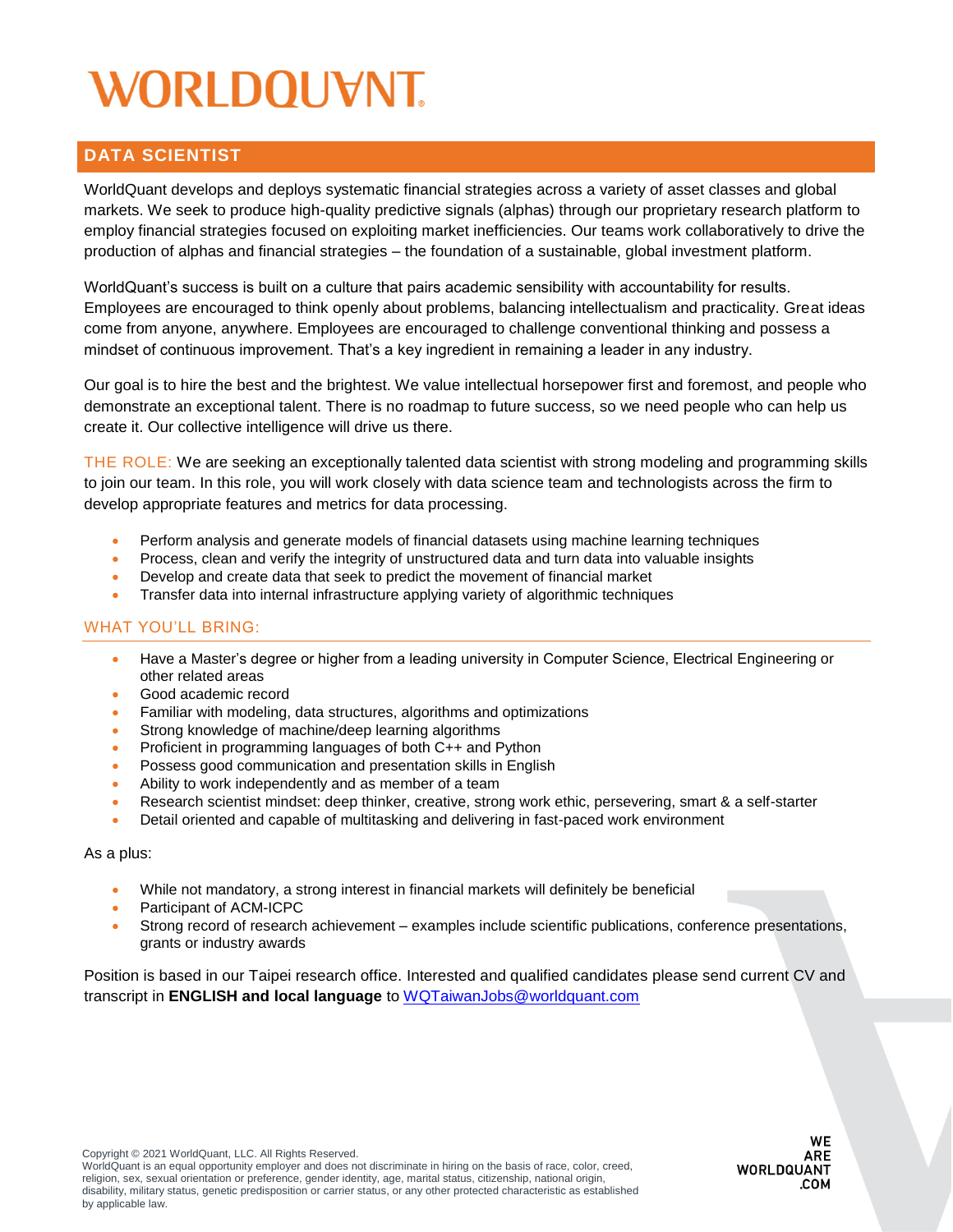# WORLDQUANT

## DATA SCIENTIST

WorldQuant develops and deploys systematic financial strategies across a variety of asset classes and global markets. We seek to produce high-quality predictive signals (alphas) through our proprietary research platform to employ financial strategies focused on exploiting market inefficiencies. Our teams work collaboratively to drive the production of alphas and financial strategies – the foundation of a sustainable, global investment platform.

WorldQuant's success is built on a culture that pairs academic sensibility with accountability for results. Employees are encouraged to think openly about problems, balancing intellectualism and practicality. Great ideas come from anyone, anywhere. Employees are encouraged to challenge conventional thinking and possess a mindset of continuous improvement. That's a key ingredient in remaining a leader in any industry.

Our goal is to hire the best and the brightest. We value intellectual horsepower first and foremost, and people who demonstrate an exceptional talent. There is no roadmap to future success, so we need people who can help us create it. Our collective intelligence will drive us there.

THE ROLE: We are seeking an exceptionally talented data scientist with strong modeling and programming skills to join our team. In this role, you will work closely with data science team and technologists across the firm to develop appropriate features and metrics for data processing.

- Perform analysis and generate models of financial datasets using machine learning techniques
- Process, clean and verify the integrity of unstructured data and turn data into valuable insights
- Develop and create data that seek to predict the movement of financial market
- Transfer data into internal infrastructure applying variety of algorithmic techniques

### WHAT YOU'LL BRING:

- Have a Master's degree or higher from a leading university in Computer Science, Electrical Engineering or other related areas
- Good academic record
- Familiar with modeling, data structures, algorithms and optimizations
- Strong knowledge of machine/deep learning algorithms
- Proficient in programming languages of both C++ and Python
- Possess good communication and presentation skills in English
- Ability to work independently and as member of a team
- Research scientist mindset: deep thinker, creative, strong work ethic, persevering, smart & a self-starter
- Detail oriented and capable of multitasking and delivering in fast-paced work environment

As a plus:

- While not mandatory, a strong interest in financial markets will definitely be beneficial
- Participant of ACM-ICPC
- Strong record of research achievement – examples include scientific publications, conference presentations, grants or industry awards

Position is based in our Taipei research office. Interested and qualified candidates please send current CV and transcript in **ENGLISH and local language** to WQTaiwanJobs@worldquant.com

Copyright © 2021 WorldQuant, LLC. All Rights Reserved.
WorldQuant is an equal opportunity employer and does not discriminate in hiring on the basis of race, color, creed, religion, sex, sexual orientation or preference, gender identity, age, marital status, citizenship, national origin, disability, military status, genetic predisposition or carrier status, or any other protected characteristic as established by applicable law.

WE ARE WORLDQUANT .COM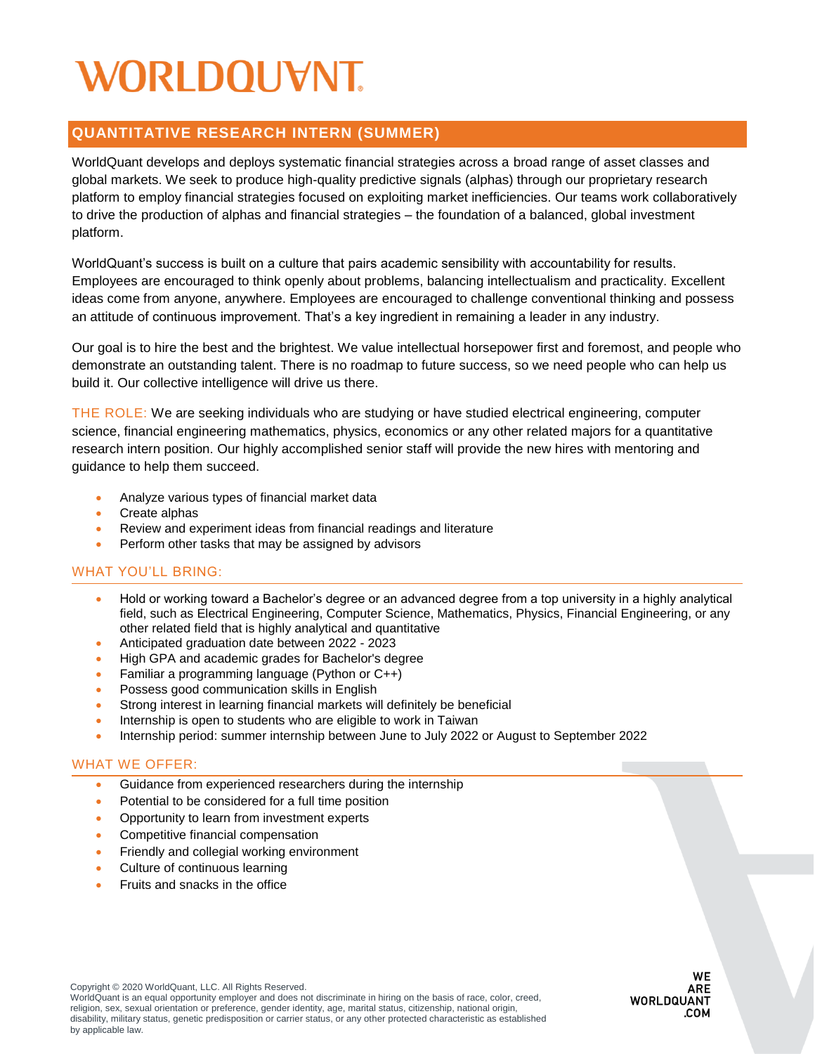# WORLDQUANT

## QUANTITATIVE RESEARCH INTERN (SUMMER)

WorldQuant develops and deploys systematic financial strategies across a broad range of asset classes and global markets. We seek to produce high-quality predictive signals (alphas) through our proprietary research platform to employ financial strategies focused on exploiting market inefficiencies. Our teams work collaboratively to drive the production of alphas and financial strategies – the foundation of a balanced, global investment platform.

WorldQuant's success is built on a culture that pairs academic sensibility with accountability for results. Employees are encouraged to think openly about problems, balancing intellectualism and practicality. Excellent ideas come from anyone, anywhere. Employees are encouraged to challenge conventional thinking and possess an attitude of continuous improvement. That's a key ingredient in remaining a leader in any industry.

Our goal is to hire the best and the brightest. We value intellectual horsepower first and foremost, and people who demonstrate an outstanding talent. There is no roadmap to future success, so we need people who can help us build it. Our collective intelligence will drive us there.

THE ROLE: We are seeking individuals who are studying or have studied electrical engineering, computer science, financial engineering mathematics, physics, economics or any other related majors for a quantitative research intern position. Our highly accomplished senior staff will provide the new hires with mentoring and guidance to help them succeed.

- Analyze various types of financial market data
- Create alphas
- Review and experiment ideas from financial readings and literature
- Perform other tasks that may be assigned by advisors

### WHAT YOU'LL BRING:

- Hold or working toward a Bachelor's degree or an advanced degree from a top university in a highly analytical field, such as Electrical Engineering, Computer Science, Mathematics, Physics, Financial Engineering, or any other related field that is highly analytical and quantitative
- Anticipated graduation date between 2022 - 2023
- High GPA and academic grades for Bachelor's degree
- Familiar a programming language (Python or C++)
- Possess good communication skills in English
- Strong interest in learning financial markets will definitely be beneficial
- Internship is open to students who are eligible to work in Taiwan
- Internship period: summer internship between June to July 2022 or August to September 2022

### WHAT WE OFFER:

- Guidance from experienced researchers during the internship
- Potential to be considered for a full time position
- Opportunity to learn from investment experts
- Competitive financial compensation
- Friendly and collegial working environment
- Culture of continuous learning
- Fruits and snacks in the office

Copyright © 2020 WorldQuant, LLC. All Rights Reserved.
WorldQuant is an equal opportunity employer and does not discriminate in hiring on the basis of race, color, creed, religion, sex, sexual orientation or preference, gender identity, age, marital status, citizenship, national origin, disability, military status, genetic predisposition or carrier status, or any other protected characteristic as established by applicable law.

WE ARE WORLDQUANT .COM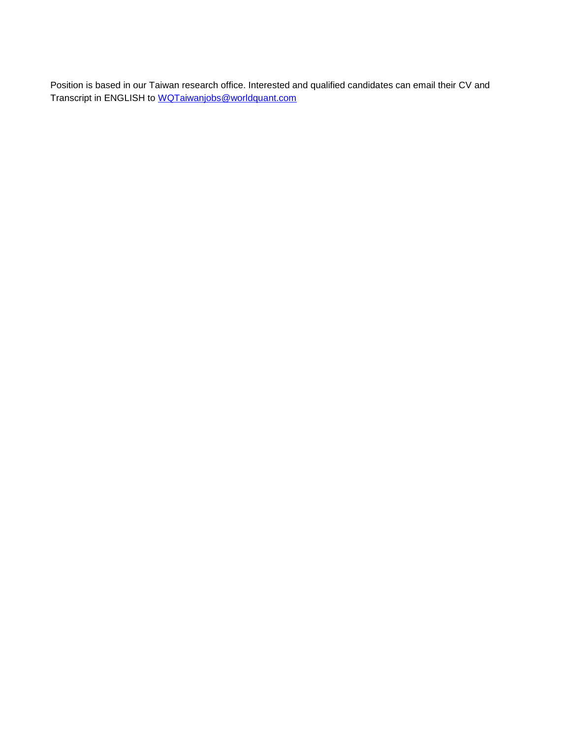Position is based in our Taiwan research office. Interested and qualified candidates can email their CV and Transcript in ENGLISH to WQTaiwanjobs@worldquant.com